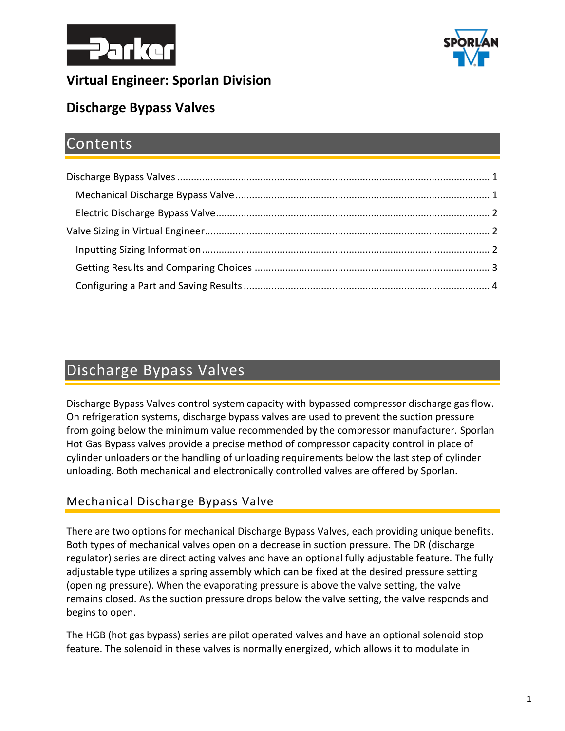**Virtual Engineer: Sporlan Division**

**Discharge Bypass Valves**

# Contents

- Discharge Bypass Valves ........ 1
  - Mechanical Discharge Bypass Valve ........ 1
  - Electric Discharge Bypass Valve ........ 2
- Valve Sizing in Virtual Engineer ........ 2
  - Inputting Sizing Information ........ 2
  - Getting Results and Comparing Choices ........ 3
  - Configuring a Part and Saving Results ........ 4

# Discharge Bypass Valves

Discharge Bypass Valves control system capacity with bypassed compressor discharge gas flow. On refrigeration systems, discharge bypass valves are used to prevent the suction pressure from going below the minimum value recommended by the compressor manufacturer. Sporlan Hot Gas Bypass valves provide a precise method of compressor capacity control in place of cylinder unloaders or the handling of unloading requirements below the last step of cylinder unloading. Both mechanical and electronically controlled valves are offered by Sporlan.

## Mechanical Discharge Bypass Valve

There are two options for mechanical Discharge Bypass Valves, each providing unique benefits. Both types of mechanical valves open on a decrease in suction pressure. The DR (discharge regulator) series are direct acting valves and have an optional fully adjustable feature. The fully adjustable type utilizes a spring assembly which can be fixed at the desired pressure setting (opening pressure). When the evaporating pressure is above the valve setting, the valve remains closed. As the suction pressure drops below the valve setting, the valve responds and begins to open.

The HGB (hot gas bypass) series are pilot operated valves and have an optional solenoid stop feature. The solenoid in these valves is normally energized, which allows it to modulate in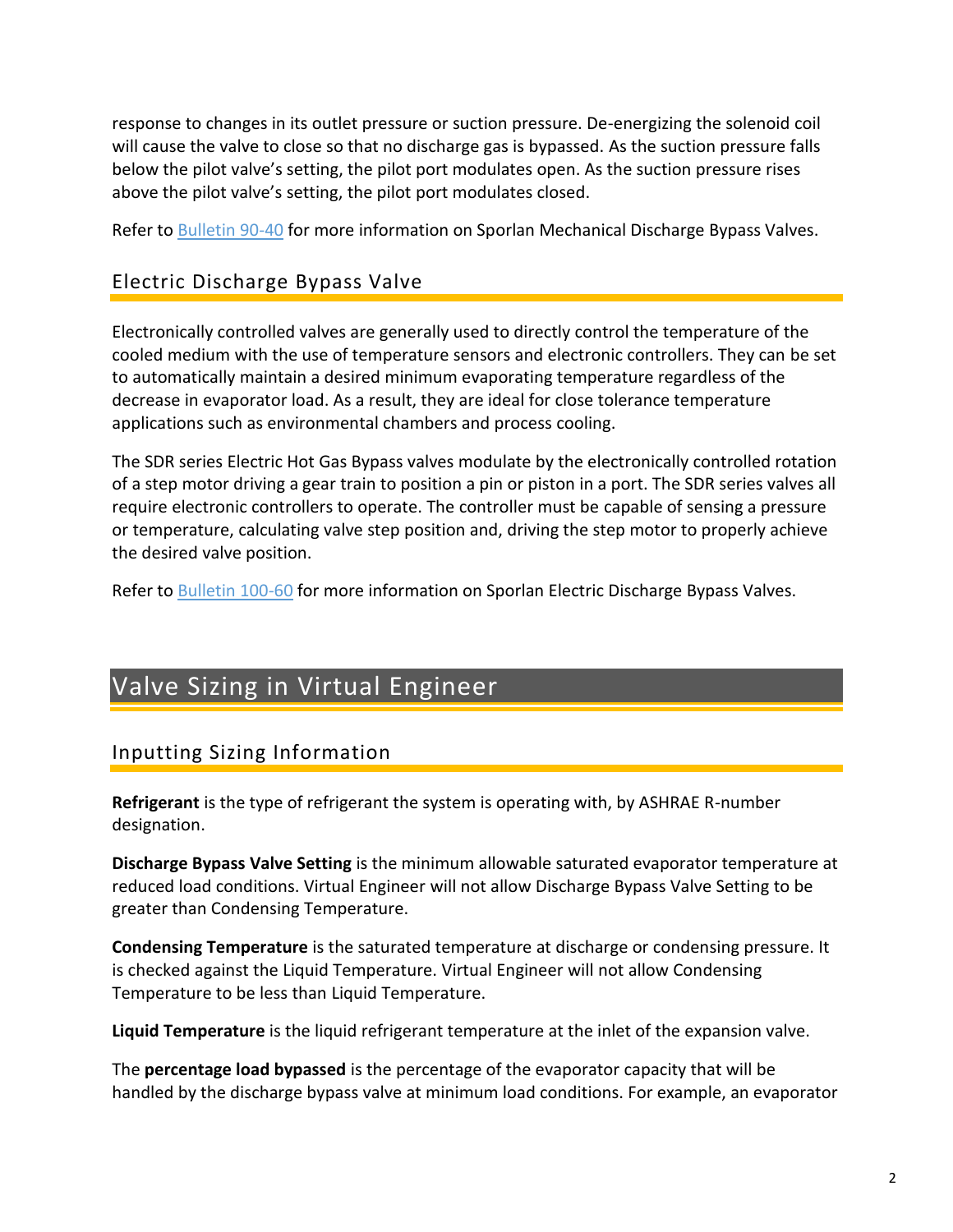response to changes in its outlet pressure or suction pressure. De-energizing the solenoid coil will cause the valve to close so that no discharge gas is bypassed. As the suction pressure falls below the pilot valve's setting, the pilot port modulates open. As the suction pressure rises above the pilot valve's setting, the pilot port modulates closed.

Refer to Bulletin 90-40 for more information on Sporlan Mechanical Discharge Bypass Valves.

## Electric Discharge Bypass Valve

Electronically controlled valves are generally used to directly control the temperature of the cooled medium with the use of temperature sensors and electronic controllers. They can be set to automatically maintain a desired minimum evaporating temperature regardless of the decrease in evaporator load. As a result, they are ideal for close tolerance temperature applications such as environmental chambers and process cooling.

The SDR series Electric Hot Gas Bypass valves modulate by the electronically controlled rotation of a step motor driving a gear train to position a pin or piston in a port. The SDR series valves all require electronic controllers to operate. The controller must be capable of sensing a pressure or temperature, calculating valve step position and, driving the step motor to properly achieve the desired valve position.

Refer to Bulletin 100-60 for more information on Sporlan Electric Discharge Bypass Valves.

# Valve Sizing in Virtual Engineer

## Inputting Sizing Information

**Refrigerant** is the type of refrigerant the system is operating with, by ASHRAE R-number designation.

**Discharge Bypass Valve Setting** is the minimum allowable saturated evaporator temperature at reduced load conditions. Virtual Engineer will not allow Discharge Bypass Valve Setting to be greater than Condensing Temperature.

**Condensing Temperature** is the saturated temperature at discharge or condensing pressure. It is checked against the Liquid Temperature. Virtual Engineer will not allow Condensing Temperature to be less than Liquid Temperature.

**Liquid Temperature** is the liquid refrigerant temperature at the inlet of the expansion valve.

The **percentage load bypassed** is the percentage of the evaporator capacity that will be handled by the discharge bypass valve at minimum load conditions. For example, an evaporator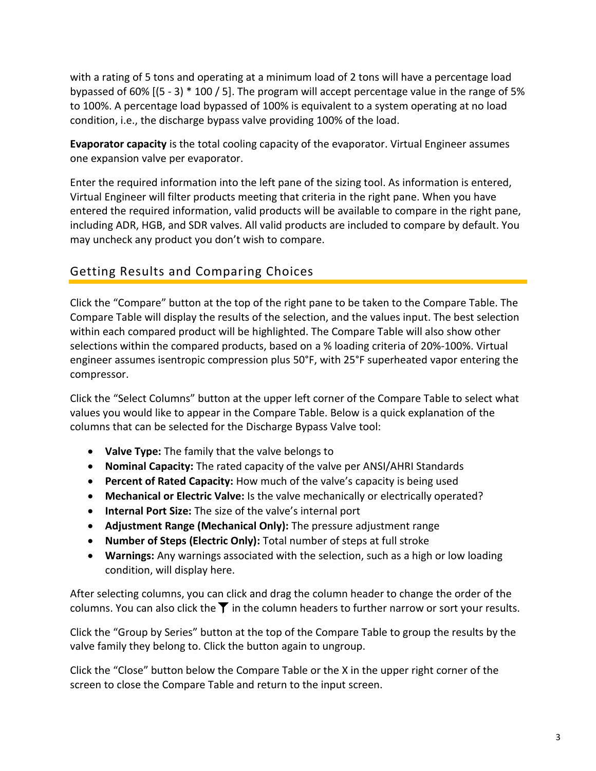with a rating of 5 tons and operating at a minimum load of 2 tons will have a percentage load bypassed of 60% [(5 - 3) * 100 / 5]. The program will accept percentage value in the range of 5% to 100%. A percentage load bypassed of 100% is equivalent to a system operating at no load condition, i.e., the discharge bypass valve providing 100% of the load.

**Evaporator capacity** is the total cooling capacity of the evaporator. Virtual Engineer assumes one expansion valve per evaporator.

Enter the required information into the left pane of the sizing tool. As information is entered, Virtual Engineer will filter products meeting that criteria in the right pane. When you have entered the required information, valid products will be available to compare in the right pane, including ADR, HGB, and SDR valves. All valid products are included to compare by default. You may uncheck any product you don't wish to compare.

## Getting Results and Comparing Choices

Click the "Compare" button at the top of the right pane to be taken to the Compare Table. The Compare Table will display the results of the selection, and the values input. The best selection within each compared product will be highlighted. The Compare Table will also show other selections within the compared products, based on a % loading criteria of 20%-100%. Virtual engineer assumes isentropic compression plus 50°F, with 25°F superheated vapor entering the compressor.

Click the "Select Columns" button at the upper left corner of the Compare Table to select what values you would like to appear in the Compare Table. Below is a quick explanation of the columns that can be selected for the Discharge Bypass Valve tool:

- **Valve Type:** The family that the valve belongs to
- **Nominal Capacity:** The rated capacity of the valve per ANSI/AHRI Standards
- **Percent of Rated Capacity:** How much of the valve's capacity is being used
- **Mechanical or Electric Valve:** Is the valve mechanically or electrically operated?
- **Internal Port Size:** The size of the valve's internal port
- **Adjustment Range (Mechanical Only):** The pressure adjustment range
- **Number of Steps (Electric Only):** Total number of steps at full stroke
- **Warnings:** Any warnings associated with the selection, such as a high or low loading condition, will display here.

After selecting columns, you can click and drag the column header to change the order of the columns. You can also click the ▼ in the column headers to further narrow or sort your results.

Click the "Group by Series" button at the top of the Compare Table to group the results by the valve family they belong to. Click the button again to ungroup.

Click the "Close" button below the Compare Table or the X in the upper right corner of the screen to close the Compare Table and return to the input screen.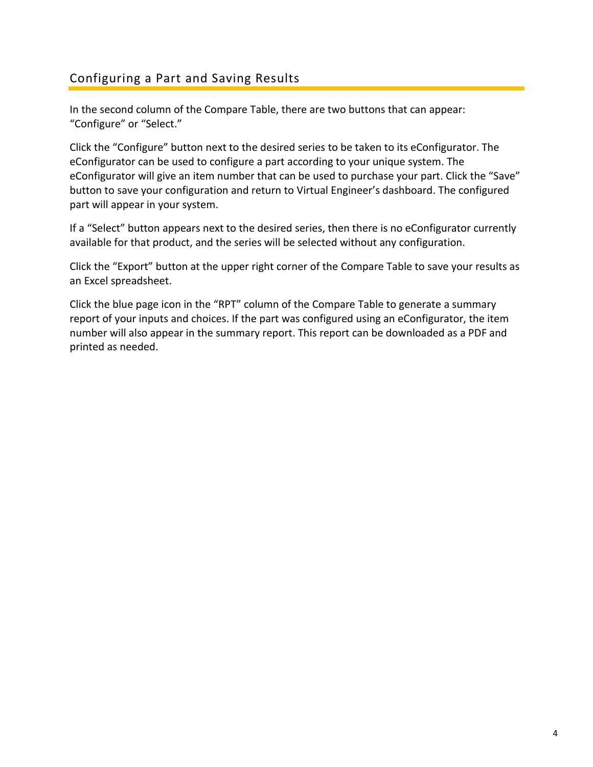## Configuring a Part and Saving Results

In the second column of the Compare Table, there are two buttons that can appear: “Configure” or “Select.”

Click the “Configure” button next to the desired series to be taken to its eConfigurator. The eConfigurator can be used to configure a part according to your unique system. The eConfigurator will give an item number that can be used to purchase your part. Click the “Save” button to save your configuration and return to Virtual Engineer’s dashboard. The configured part will appear in your system.

If a “Select” button appears next to the desired series, then there is no eConfigurator currently available for that product, and the series will be selected without any configuration.

Click the “Export” button at the upper right corner of the Compare Table to save your results as an Excel spreadsheet.

Click the blue page icon in the “RPT” column of the Compare Table to generate a summary report of your inputs and choices. If the part was configured using an eConfigurator, the item number will also appear in the summary report. This report can be downloaded as a PDF and printed as needed.